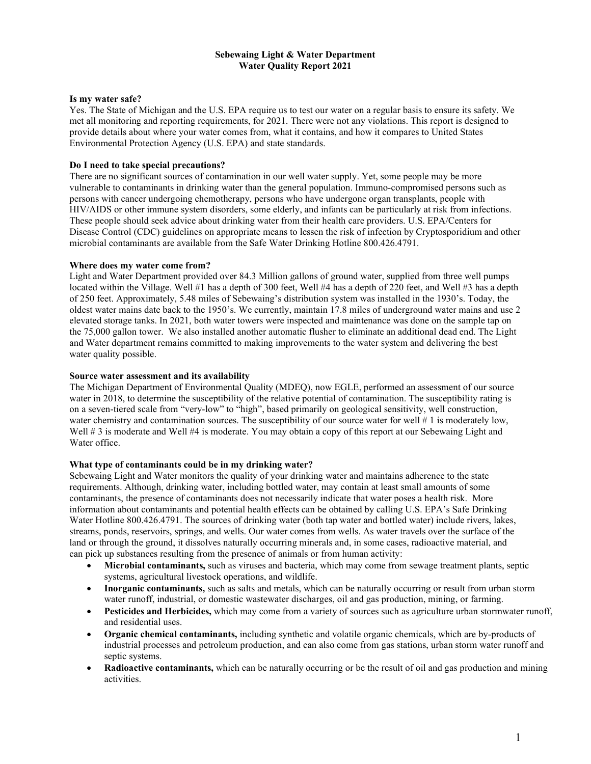# Sebewaing Light & Water Department
# Water Quality Report 2021

**Is my water safe?**

Yes. The State of Michigan and the U.S. EPA require us to test our water on a regular basis to ensure its safety. We met all monitoring and reporting requirements, for 2021. There were not any violations. This report is designed to provide details about where your water comes from, what it contains, and how it compares to United States Environmental Protection Agency (U.S. EPA) and state standards.

**Do I need to take special precautions?**

There are no significant sources of contamination in our well water supply. Yet, some people may be more vulnerable to contaminants in drinking water than the general population. Immuno-compromised persons such as persons with cancer undergoing chemotherapy, persons who have undergone organ transplants, people with HIV/AIDS or other immune system disorders, some elderly, and infants can be particularly at risk from infections. These people should seek advice about drinking water from their health care providers. U.S. EPA/Centers for Disease Control (CDC) guidelines on appropriate means to lessen the risk of infection by Cryptosporidium and other microbial contaminants are available from the Safe Water Drinking Hotline 800.426.4791.

**Where does my water come from?**

Light and Water Department provided over 84.3 Million gallons of ground water, supplied from three well pumps located within the Village. Well #1 has a depth of 300 feet, Well #4 has a depth of 220 feet, and Well #3 has a depth of 250 feet. Approximately, 5.48 miles of Sebewaing's distribution system was installed in the 1930's. Today, the oldest water mains date back to the 1950's. We currently, maintain 17.8 miles of underground water mains and use 2 elevated storage tanks. In 2021, both water towers were inspected and maintenance was done on the sample tap on the 75,000 gallon tower. We also installed another automatic flusher to eliminate an additional dead end. The Light and Water department remains committed to making improvements to the water system and delivering the best water quality possible.

**Source water assessment and its availability**

The Michigan Department of Environmental Quality (MDEQ), now EGLE, performed an assessment of our source water in 2018, to determine the susceptibility of the relative potential of contamination. The susceptibility rating is on a seven-tiered scale from "very-low" to "high", based primarily on geological sensitivity, well construction, water chemistry and contamination sources. The susceptibility of our source water for well # 1 is moderately low, Well # 3 is moderate and Well #4 is moderate. You may obtain a copy of this report at our Sebewaing Light and Water office.

**What type of contaminants could be in my drinking water?**

Sebewaing Light and Water monitors the quality of your drinking water and maintains adherence to the state requirements. Although, drinking water, including bottled water, may contain at least small amounts of some contaminants, the presence of contaminants does not necessarily indicate that water poses a health risk. More information about contaminants and potential health effects can be obtained by calling U.S. EPA's Safe Drinking Water Hotline 800.426.4791. The sources of drinking water (both tap water and bottled water) include rivers, lakes, streams, ponds, reservoirs, springs, and wells. Our water comes from wells. As water travels over the surface of the land or through the ground, it dissolves naturally occurring minerals and, in some cases, radioactive material, and can pick up substances resulting from the presence of animals or from human activity:

- **Microbial contaminants,** such as viruses and bacteria, which may come from sewage treatment plants, septic systems, agricultural livestock operations, and wildlife.
- **Inorganic contaminants,** such as salts and metals, which can be naturally occurring or result from urban storm water runoff, industrial, or domestic wastewater discharges, oil and gas production, mining, or farming.
- **Pesticides and Herbicides,** which may come from a variety of sources such as agriculture urban stormwater runoff, and residential uses.
- **Organic chemical contaminants,** including synthetic and volatile organic chemicals, which are by-products of industrial processes and petroleum production, and can also come from gas stations, urban storm water runoff and septic systems.
- **Radioactive contaminants,** which can be naturally occurring or be the result of oil and gas production and mining activities.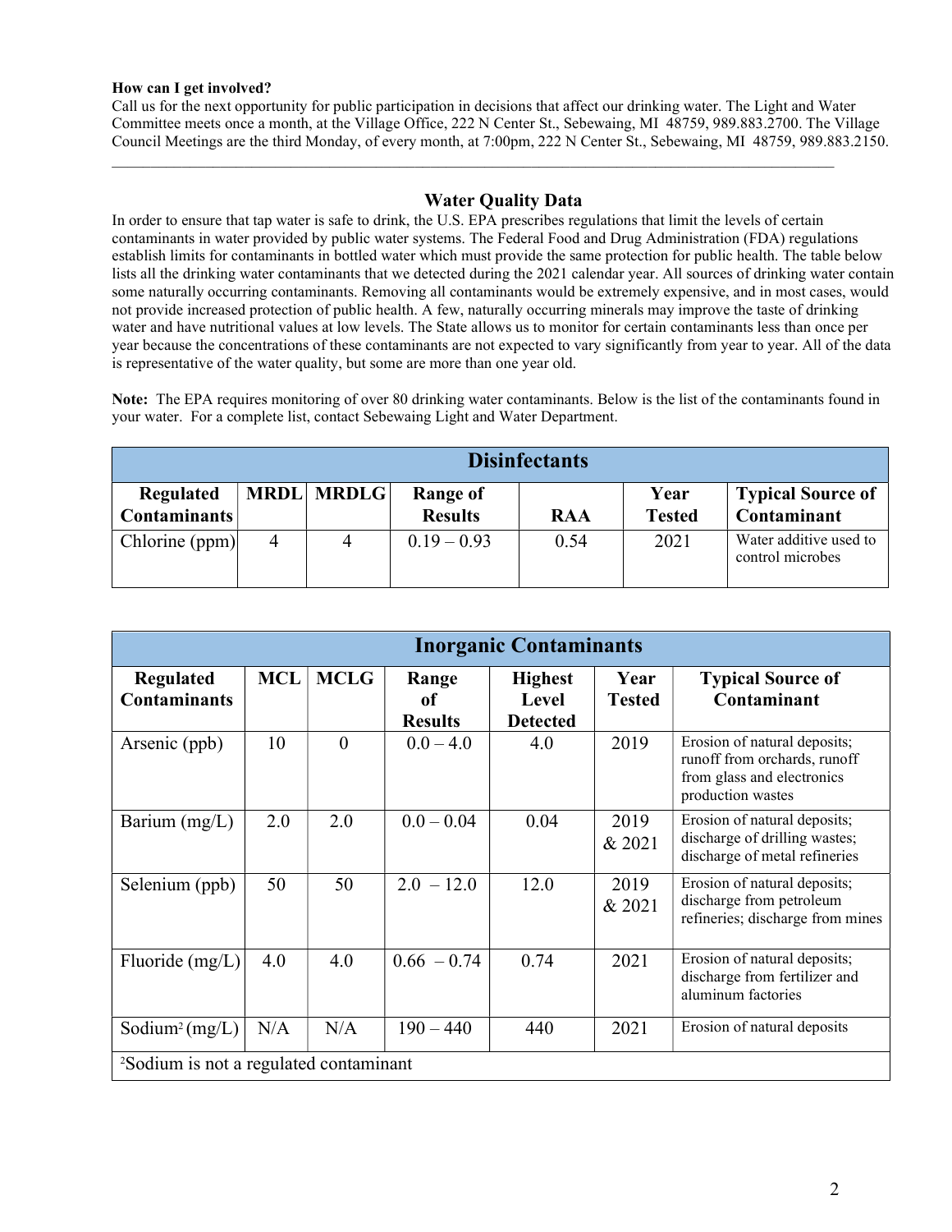**How can I get involved?**
Call us for the next opportunity for public participation in decisions that affect our drinking water. The Light and Water Committee meets once a month, at the Village Office, 222 N Center St., Sebewaing, MI 48759, 989.883.2700. The Village Council Meetings are the third Monday, of every month, at 7:00pm, 222 N Center St., Sebewaing, MI 48759, 989.883.2150.

---

## Water Quality Data

In order to ensure that tap water is safe to drink, the U.S. EPA prescribes regulations that limit the levels of certain contaminants in water provided by public water systems. The Federal Food and Drug Administration (FDA) regulations establish limits for contaminants in bottled water which must provide the same protection for public health. The table below lists all the drinking water contaminants that we detected during the 2021 calendar year. All sources of drinking water contain some naturally occurring contaminants. Removing all contaminants would be extremely expensive, and in most cases, would not provide increased protection of public health. A few, naturally occurring minerals may improve the taste of drinking water and have nutritional values at low levels. The State allows us to monitor for certain contaminants less than once per year because the concentrations of these contaminants are not expected to vary significantly from year to year. All of the data is representative of the water quality, but some are more than one year old.

**Note:** The EPA requires monitoring of over 80 drinking water contaminants. Below is the list of the contaminants found in your water. For a complete list, contact Sebewaing Light and Water Department.

| **Disinfectants** | | | | | | |
|---|---|---|---|---|---|---|
| **Regulated Contaminants** | **MRDL** | **MRDLG** | **Range of Results** | **RAA** | **Year Tested** | **Typical Source of Contaminant** |
| Chlorine (ppm) | 4 | 4 | 0.19 – 0.93 | 0.54 | 2021 | Water additive used to control microbes |

| **Inorganic Contaminants** | | | | | | |
|---|---|---|---|---|---|---|
| **Regulated Contaminants** | **MCL** | **MCLG** | **Range of Results** | **Highest Level Detected** | **Year Tested** | **Typical Source of Contaminant** |
| Arsenic (ppb) | 10 | 0 | 0.0 – 4.0 | 4.0 | 2019 | Erosion of natural deposits; runoff from orchards, runoff from glass and electronics production wastes |
| Barium (mg/L) | 2.0 | 2.0 | 0.0 – 0.04 | 0.04 | 2019 & 2021 | Erosion of natural deposits; discharge of drilling wastes; discharge of metal refineries |
| Selenium (ppb) | 50 | 50 | 2.0 – 12.0 | 12.0 | 2019 & 2021 | Erosion of natural deposits; discharge from petroleum refineries; discharge from mines |
| Fluoride (mg/L) | 4.0 | 4.0 | 0.66 – 0.74 | 0.74 | 2021 | Erosion of natural deposits; discharge from fertilizer and aluminum factories |
| Sodium[2] (mg/L) | N/A | N/A | 190 – 440 | 440 | 2021 | Erosion of natural deposits |
| [2]Sodium is not a regulated contaminant | | | | | | |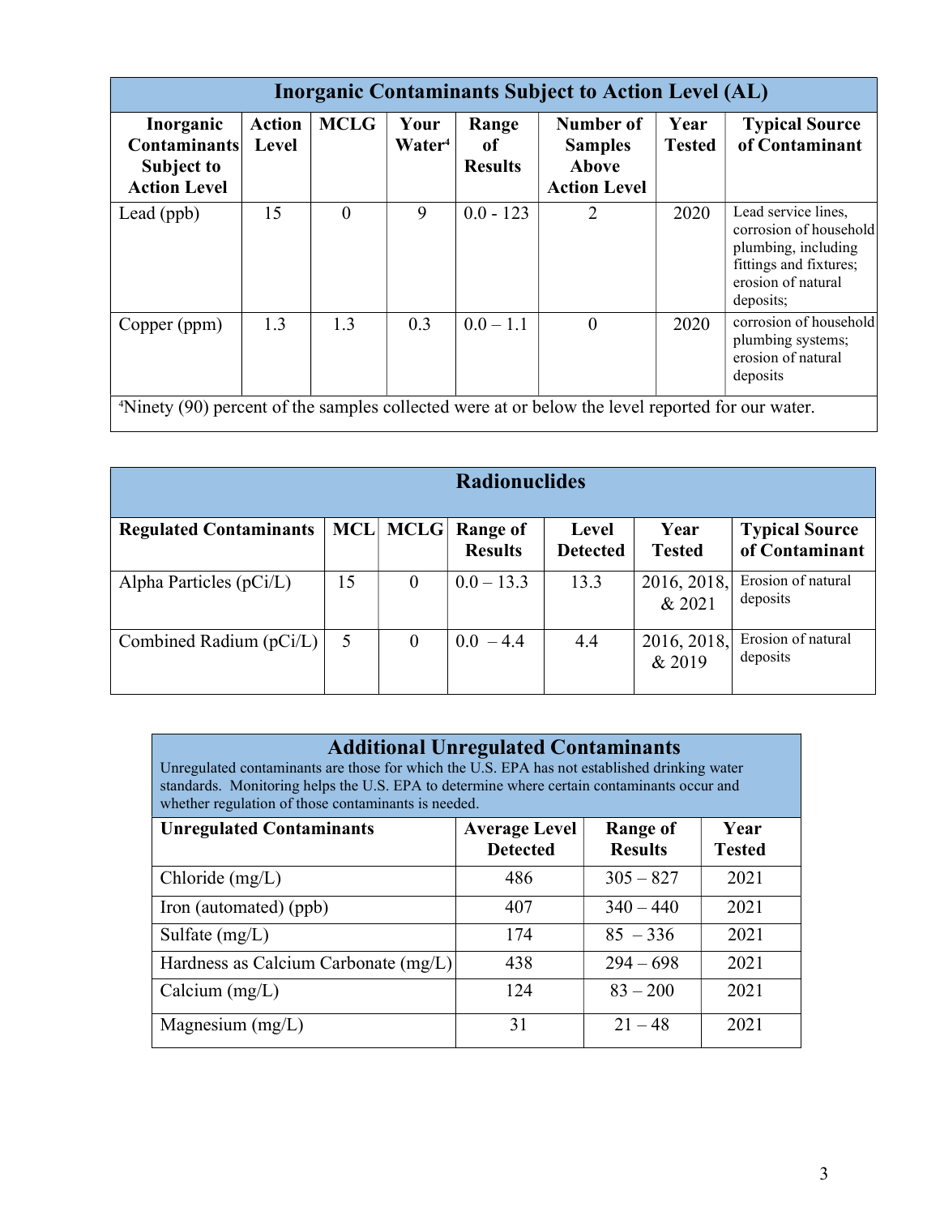| Inorganic Contaminants Subject to Action Level (AL) | | | | | | | |
|---|---|---|---|---|---|---|---|
| **Inorganic Contaminants Subject to Action Level** | **Action Level** | **MCLG** | **Your Water[4]** | **Range of Results** | **Number of Samples Above Action Level** | **Year Tested** | **Typical Source of Contaminant** |
| Lead (ppb) | 15 | 0 | 9 | 0.0 - 123 | 2 | 2020 | Lead service lines, corrosion of household plumbing, including fittings and fixtures; erosion of natural deposits; |
| Copper (ppm) | 1.3 | 1.3 | 0.3 | 0.0 – 1.1 | 0 | 2020 | corrosion of household plumbing systems; erosion of natural deposits |

[4]Ninety (90) percent of the samples collected were at or below the level reported for our water.

| Radionuclides | | | | | | |
|---|---|---|---|---|---|---|
| **Regulated Contaminants** | **MCL** | **MCLG** | **Range of Results** | **Level Detected** | **Year Tested** | **Typical Source of Contaminant** |
| Alpha Particles (pCi/L) | 15 | 0 | 0.0 – 13.3 | 13.3 | 2016, 2018, & 2021 | Erosion of natural deposits |
| Combined Radium (pCi/L) | 5 | 0 | 0.0 – 4.4 | 4.4 | 2016, 2018, & 2019 | Erosion of natural deposits |

## Additional Unregulated Contaminants

Unregulated contaminants are those for which the U.S. EPA has not established drinking water standards. Monitoring helps the U.S. EPA to determine where certain contaminants occur and whether regulation of those contaminants is needed.

| Unregulated Contaminants | Average Level Detected | Range of Results | Year Tested |
|---|---|---|---|
| Chloride (mg/L) | 486 | 305 – 827 | 2021 |
| Iron (automated) (ppb) | 407 | 340 – 440 | 2021 |
| Sulfate (mg/L) | 174 | 85 – 336 | 2021 |
| Hardness as Calcium Carbonate (mg/L) | 438 | 294 – 698 | 2021 |
| Calcium (mg/L) | 124 | 83 – 200 | 2021 |
| Magnesium (mg/L) | 31 | 21 – 48 | 2021 |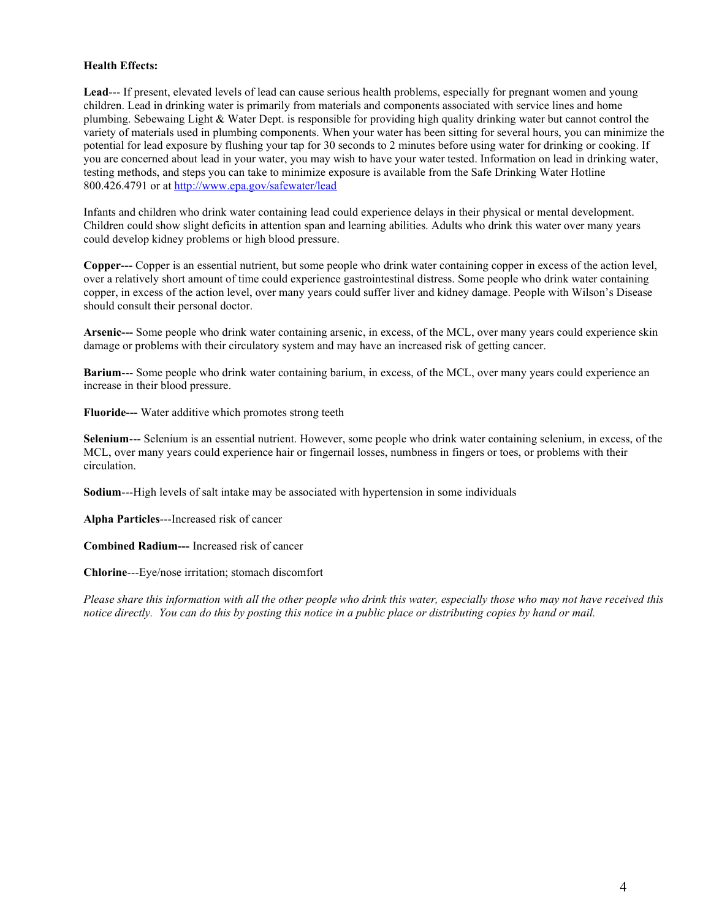**Health Effects:**

**Lead**--- If present, elevated levels of lead can cause serious health problems, especially for pregnant women and young children. Lead in drinking water is primarily from materials and components associated with service lines and home plumbing. Sebewaing Light & Water Dept. is responsible for providing high quality drinking water but cannot control the variety of materials used in plumbing components. When your water has been sitting for several hours, you can minimize the potential for lead exposure by flushing your tap for 30 seconds to 2 minutes before using water for drinking or cooking. If you are concerned about lead in your water, you may wish to have your water tested. Information on lead in drinking water, testing methods, and steps you can take to minimize exposure is available from the Safe Drinking Water Hotline 800.426.4791 or at http://www.epa.gov/safewater/lead

Infants and children who drink water containing lead could experience delays in their physical or mental development. Children could show slight deficits in attention span and learning abilities. Adults who drink this water over many years could develop kidney problems or high blood pressure.

**Copper---** Copper is an essential nutrient, but some people who drink water containing copper in excess of the action level, over a relatively short amount of time could experience gastrointestinal distress. Some people who drink water containing copper, in excess of the action level, over many years could suffer liver and kidney damage. People with Wilson's Disease should consult their personal doctor.

**Arsenic---** Some people who drink water containing arsenic, in excess, of the MCL, over many years could experience skin damage or problems with their circulatory system and may have an increased risk of getting cancer.

**Barium**--- Some people who drink water containing barium, in excess, of the MCL, over many years could experience an increase in their blood pressure.

**Fluoride---** Water additive which promotes strong teeth

**Selenium**--- Selenium is an essential nutrient. However, some people who drink water containing selenium, in excess, of the MCL, over many years could experience hair or fingernail losses, numbness in fingers or toes, or problems with their circulation.

**Sodium**---High levels of salt intake may be associated with hypertension in some individuals

**Alpha Particles**---Increased risk of cancer

**Combined Radium---** Increased risk of cancer

**Chlorine**---Eye/nose irritation; stomach discomfort

*Please share this information with all the other people who drink this water, especially those who may not have received this notice directly. You can do this by posting this notice in a public place or distributing copies by hand or mail.*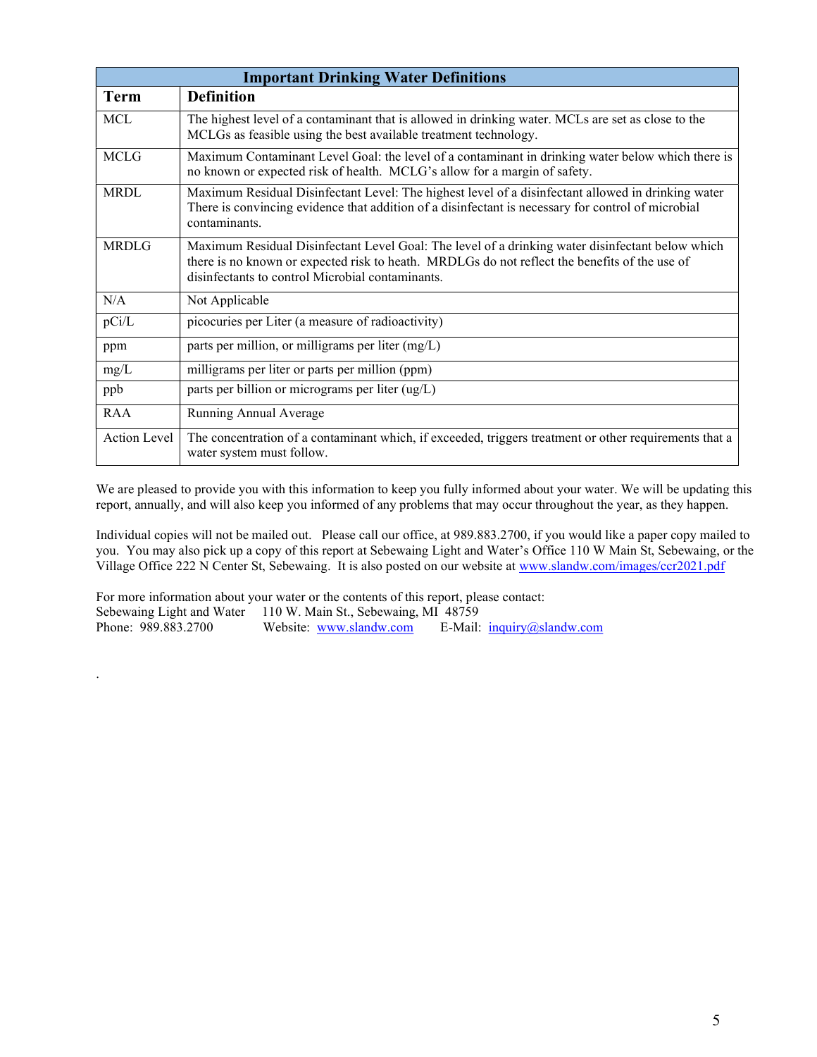| Important Drinking Water Definitions | |
|---|---|
| **Term** | **Definition** |
| MCL | The highest level of a contaminant that is allowed in drinking water. MCLs are set as close to the MCLGs as feasible using the best available treatment technology. |
| MCLG | Maximum Contaminant Level Goal: the level of a contaminant in drinking water below which there is no known or expected risk of health. MCLG's allow for a margin of safety. |
| MRDL | Maximum Residual Disinfectant Level: The highest level of a disinfectant allowed in drinking water There is convincing evidence that addition of a disinfectant is necessary for control of microbial contaminants. |
| MRDLG | Maximum Residual Disinfectant Level Goal: The level of a drinking water disinfectant below which there is no known or expected risk to heath. MRDLGs do not reflect the benefits of the use of disinfectants to control Microbial contaminants. |
| N/A | Not Applicable |
| pCi/L | picocuries per Liter (a measure of radioactivity) |
| ppm | parts per million, or milligrams per liter (mg/L) |
| mg/L | milligrams per liter or parts per million (ppm) |
| ppb | parts per billion or micrograms per liter (ug/L) |
| RAA | Running Annual Average |
| Action Level | The concentration of a contaminant which, if exceeded, triggers treatment or other requirements that a water system must follow. |

We are pleased to provide you with this information to keep you fully informed about your water. We will be updating this report, annually, and will also keep you informed of any problems that may occur throughout the year, as they happen.

Individual copies will not be mailed out. Please call our office, at 989.883.2700, if you would like a paper copy mailed to you. You may also pick up a copy of this report at Sebewaing Light and Water's Office 110 W Main St, Sebewaing, or the Village Office 222 N Center St, Sebewaing. It is also posted on our website at www.slandw.com/images/ccr2021.pdf

For more information about your water or the contents of this report, please contact:
Sebewaing Light and Water 110 W. Main St., Sebewaing, MI 48759
Phone: 989.883.2700 Website: www.slandw.com E-Mail: inquiry@slandw.com